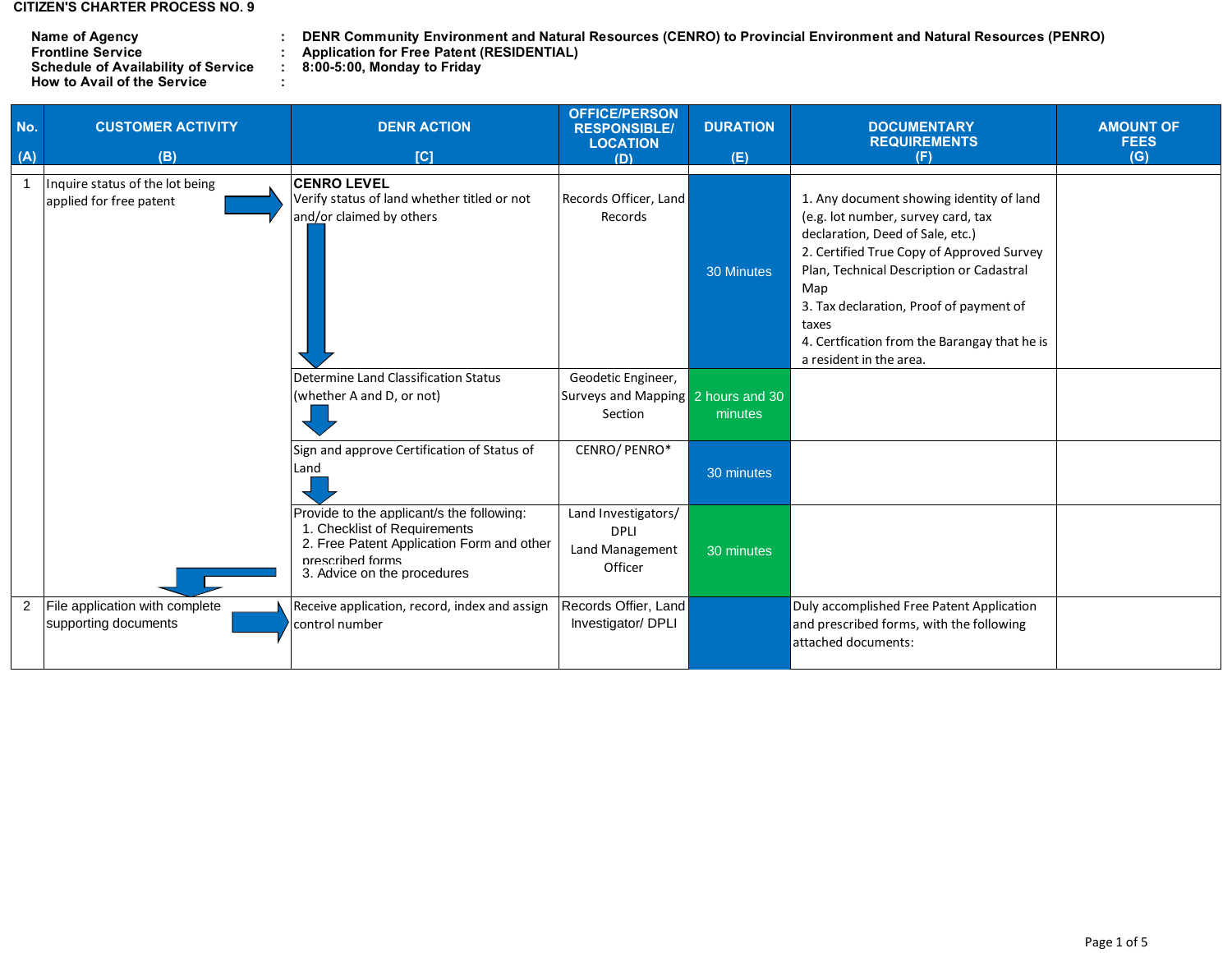**CITIZEN'S CHARTER PROCESS NO. 9**

**Name of Agency** : **DENR Community Environment and Natural Resources (CENRO) to Provincial Environment and Natural Resources (PENRO)**
**Frontline Service** : **Application for Free Patent (RESIDENTIAL)**
**Schedule of Availability of Service** : **8:00-5:00, Monday to Friday**
**How to Avail of the Service** :

| No. (A) | CUSTOMER ACTIVITY (B) | DENR ACTION [C] | OFFICE/PERSON RESPONSIBLE/ LOCATION (D) | DURATION (E) | DOCUMENTARY REQUIREMENTS (F) | AMOUNT OF FEES (G) |
|---|---|---|---|---|---|---|
| 1 | Inquire status of the lot being applied for free patent | **CENRO LEVEL** Verify status of land whether titled or not and/or claimed by others | Records Officer, Land Records | 30 Minutes | 1. Any document showing identity of land (e.g. lot number, survey card, tax declaration, Deed of Sale, etc.) 2. Certified True Copy of Approved Survey Plan, Technical Description or Cadastral Map 3. Tax declaration, Proof of payment of taxes 4. Certfication from the Barangay that he is a resident in the area. | |
| | | Determine Land Classification Status (whether A and D, or not) | Geodetic Engineer, Surveys and Mapping Section | 2 hours and 30 minutes | | |
| | | Sign and approve Certification of Status of Land | CENRO/ PENRO* | 30 minutes | | |
| | | Provide to the applicant/s the following: 1. Checklist of Requirements 2. Free Patent Application Form and other prescribed forms 3. Advice on the procedures | Land Investigators/ DPLI Land Management Officer | 30 minutes | | |
| 2 | File application with complete supporting documents | Receive application, record, index and assign control number | Records Offier, Land Investigator/ DPLI | | Duly accomplished Free Patent Application and prescribed forms, with the following attached documents: | |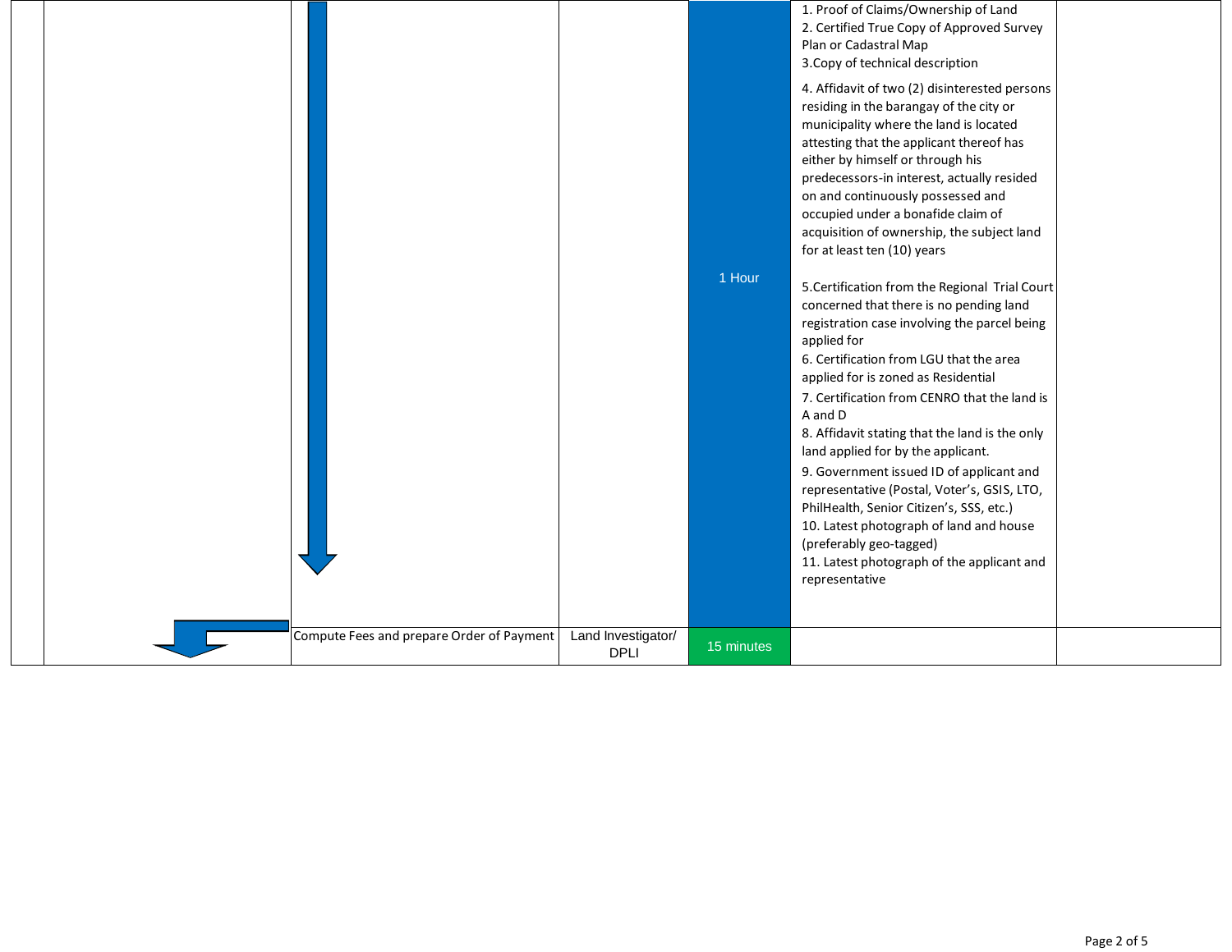| | | | | | | |
|---|---|---|---|---|---|---|
| | | | | 1 Hour | 1. Proof of Claims/Ownership of Land<br>2. Certified True Copy of Approved Survey Plan or Cadastral Map<br>3.Copy of technical description<br>4. Affidavit of two (2) disinterested persons residing in the barangay of the city or municipality where the land is located attesting that the applicant thereof has either by himself or through his predecessors-in interest, actually resided on and continuously possessed and occupied under a bonafide claim of acquisition of ownership, the subject land for at least ten (10) years<br>5.Certification from the Regional Trial Court concerned that there is no pending land registration case involving the parcel being applied for<br>6. Certification from LGU that the area applied for is zoned as Residential<br>7. Certification from CENRO that the land is A and D<br>8. Affidavit stating that the land is the only land applied for by the applicant.<br>9. Government issued ID of applicant and representative (Postal, Voter's, GSIS, LTO, PhilHealth, Senior Citizen's, SSS, etc.)<br>10. Latest photograph of land and house (preferably geo-tagged)<br>11. Latest photograph of the applicant and representative | |
| | | Compute Fees and prepare Order of Payment | Land Investigator/ DPLI | 15 minutes | | |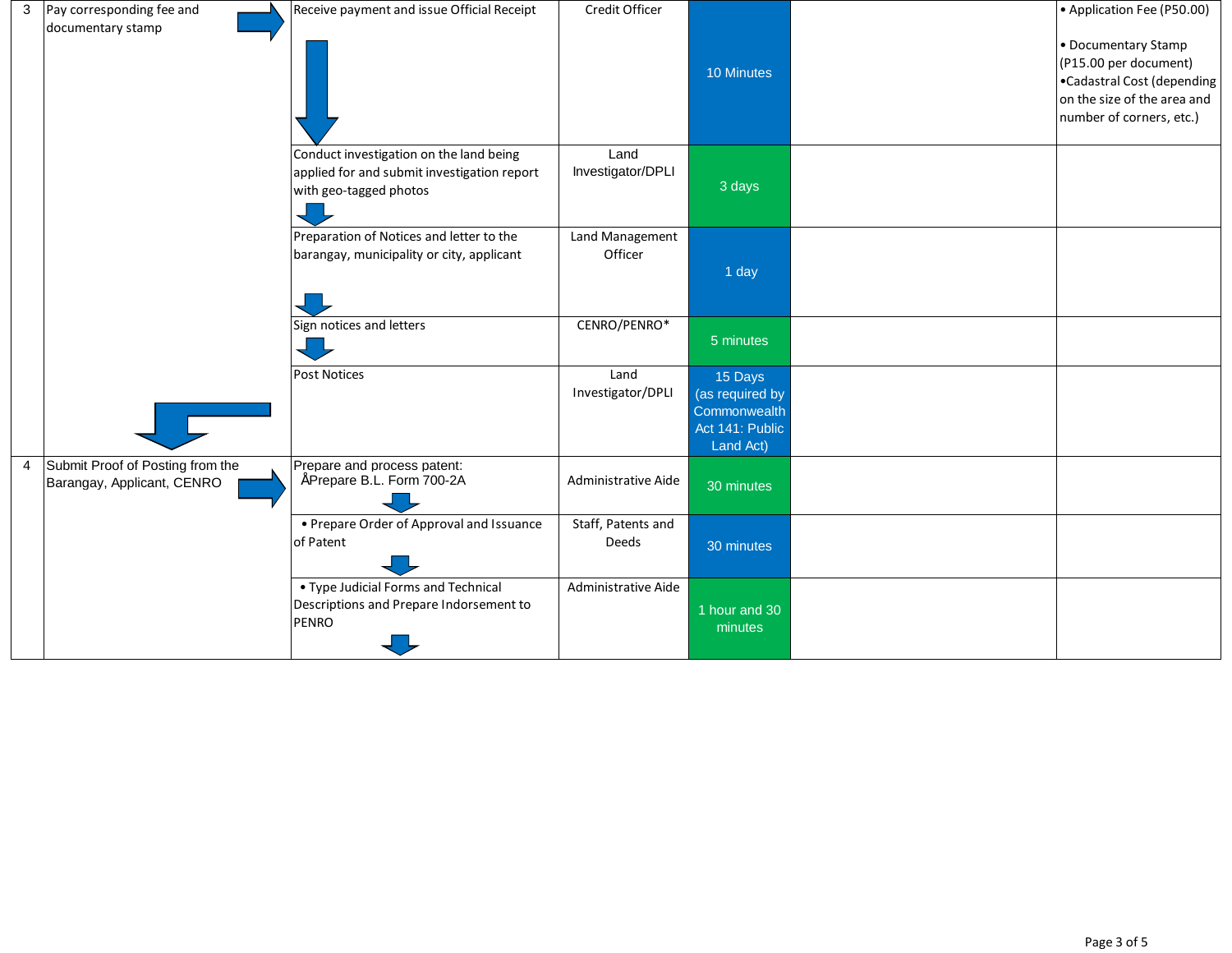| 3 | Pay corresponding fee and documentary stamp | Receive payment and issue Official Receipt | Credit Officer | 10 Minutes | | • Application Fee (P50.00)<br><br>• Documentary Stamp (P15.00 per document)<br>•Cadastral Cost (depending on the size of the area and number of corners, etc.) |
|---|---|---|---|---|---|---|
| | | Conduct investigation on the land being applied for and submit investigation report with geo-tagged photos | Land Investigator/DPLI | 3 days | | |
| | | Preparation of Notices and letter to the barangay, municipality or city, applicant | Land Management Officer | 1 day | | |
| | | Sign notices and letters | CENRO/PENRO* | 5 minutes | | |
| | | Post Notices | Land Investigator/DPLI | 15 Days (as required by Commonwealth Act 141: Public Land Act) | | |
| 4 | Submit Proof of Posting from the Barangay, Applicant, CENRO | Prepare and process patent:<br>ÅPrepare B.L. Form 700-2A | Administrative Aide | 30 minutes | | |
| | | • Prepare Order of Approval and Issuance of Patent | Staff, Patents and Deeds | 30 minutes | | |
| | | • Type Judicial Forms and Technical Descriptions and Prepare Indorsement to PENRO | Administrative Aide | 1 hour and 30 minutes | | |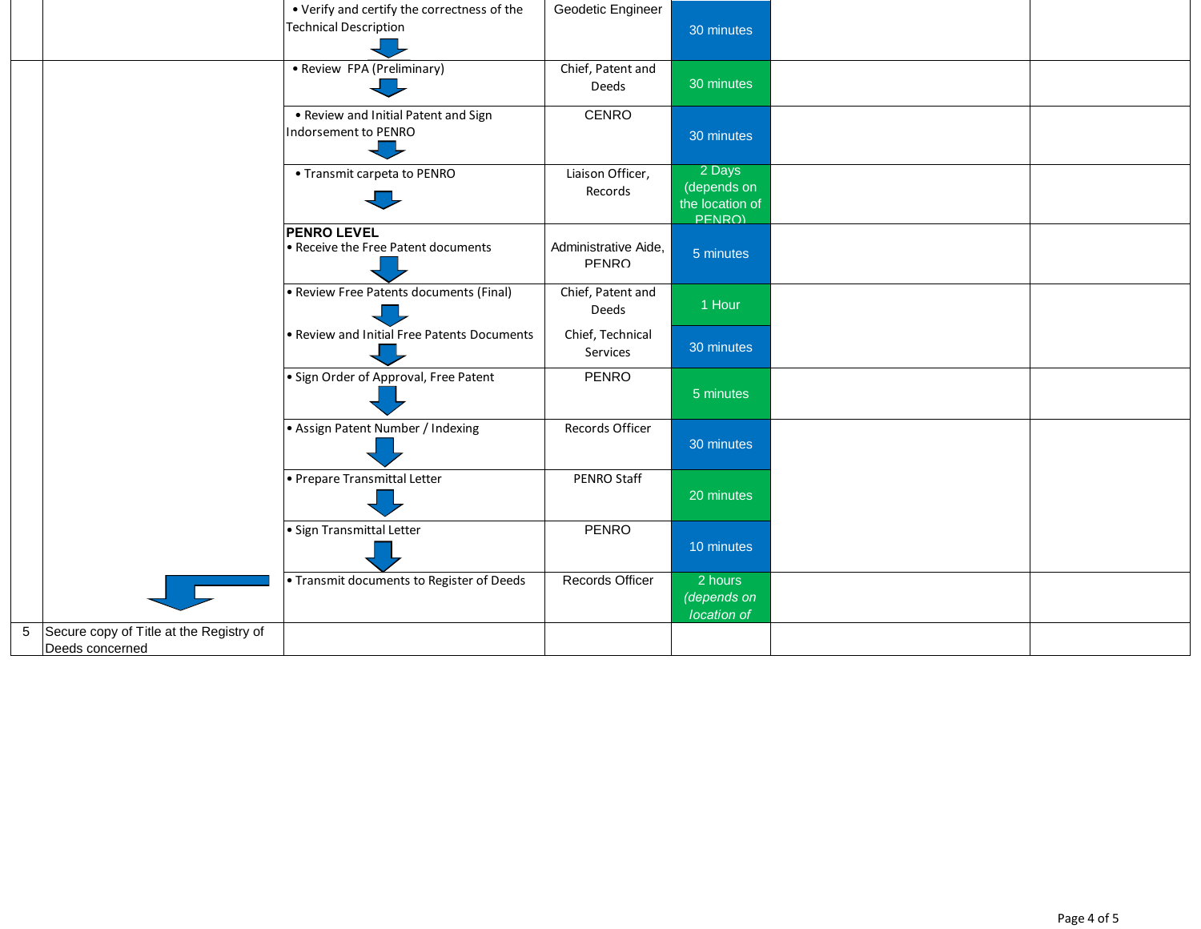| | | | | | | |
|---|---|---|---|---|---|---|
| | | • Verify and certify the correctness of the Technical Description | Geodetic Engineer | 30 minutes | | |
| | | • Review FPA (Preliminary) | Chief, Patent and Deeds | 30 minutes | | |
| | | • Review and Initial Patent and Sign Indorsement to PENRO | CENRO | 30 minutes | | |
| | | • Transmit carpeta to PENRO | Liaison Officer, Records | 2 Days (depends on the location of PENRO) | | |
| | | **PENRO LEVEL**<br>• Receive the Free Patent documents | Administrative Aide, PENRO | 5 minutes | | |
| | | • Review Free Patents documents (Final) | Chief, Patent and Deeds | 1 Hour | | |
| | | • Review and Initial Free Patents Documents | Chief, Technical Services | 30 minutes | | |
| | | • Sign Order of Approval, Free Patent | PENRO | 5 minutes | | |
| | | • Assign Patent Number / Indexing | Records Officer | 30 minutes | | |
| | | • Prepare Transmittal Letter | PENRO Staff | 20 minutes | | |
| | | • Sign Transmittal Letter | PENRO | 10 minutes | | |
| | | • Transmit documents to Register of Deeds | Records Officer | 2 hours *(depends on location of* | | |
| 5 | Secure copy of Title at the Registry of Deeds concerned | | | | | |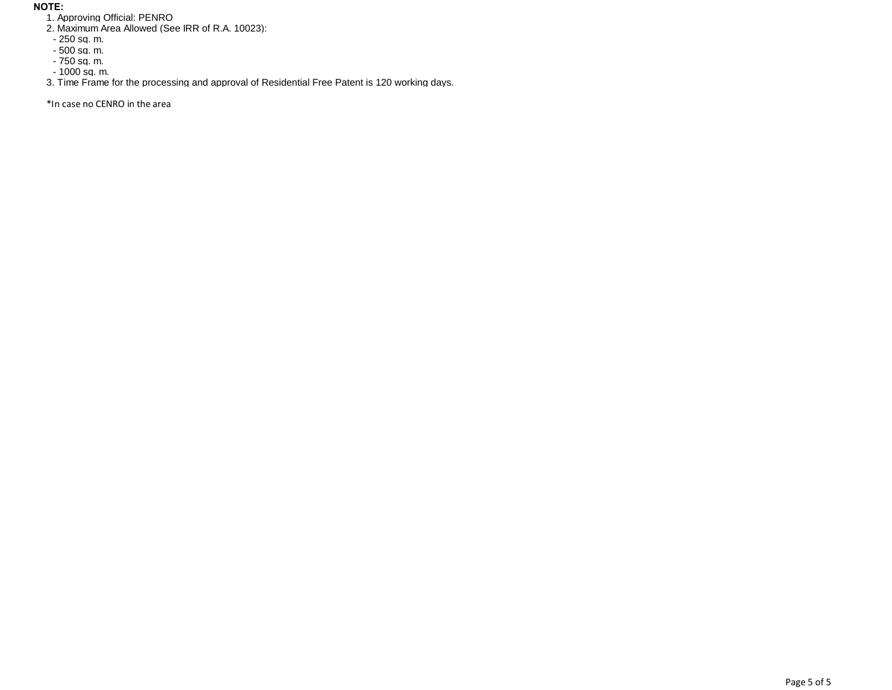**NOTE:**

1. Approving Official: PENRO
2. Maximum Area Allowed (See IRR of R.A. 10023):
   - 250 sq. m.
   - 500 sq. m.
   - 750 sq. m.
   - 1000 sq. m.
3. Time Frame for the processing and approval of Residential Free Patent is 120 working days.

*In case no CENRO in the area